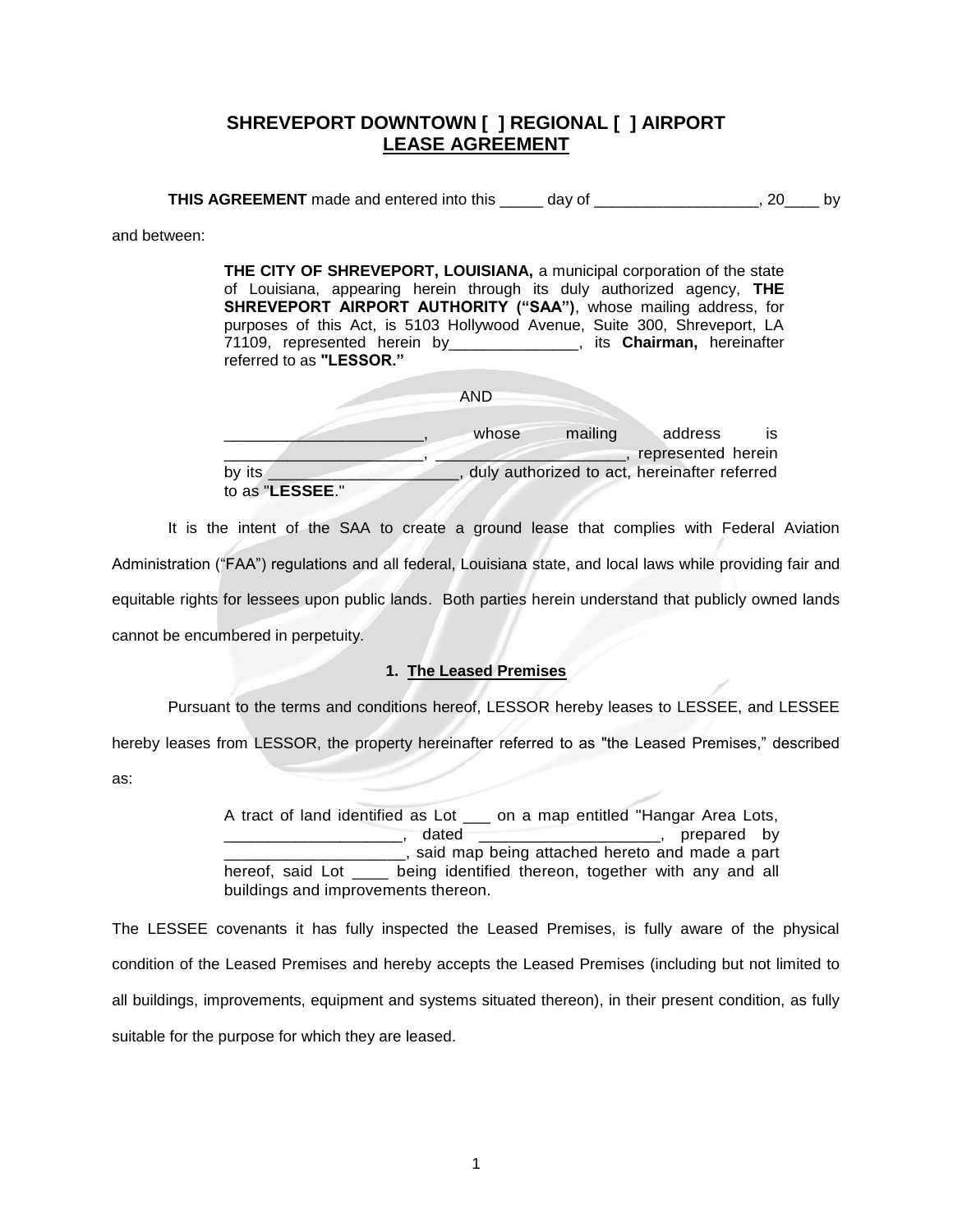# SHREVEPORT DOWNTOWN [ ] REGIONAL [ ] AIRPORT
## LEASE AGREEMENT

**THIS AGREEMENT** made and entered into this _____ day of ___________________, 20____ by and between:

> **THE CITY OF SHREVEPORT, LOUISIANA,** a municipal corporation of the state of Louisiana, appearing herein through its duly authorized agency, **THE SHREVEPORT AIRPORT AUTHORITY ("SAA")**, whose mailing address, for purposes of this Act, is 5103 Hollywood Avenue, Suite 300, Shreveport, LA 71109, represented herein by_______________, its **Chairman,** hereinafter referred to as **"LESSOR."**
>
> AND
>
> _______________________, whose mailing address is _______________________, ______________________, represented herein by its ______________________, duly authorized to act, hereinafter referred to as "**LESSEE**."

It is the intent of the SAA to create a ground lease that complies with Federal Aviation Administration ("FAA") regulations and all federal, Louisiana state, and local laws while providing fair and equitable rights for lessees upon public lands. Both parties herein understand that publicly owned lands cannot be encumbered in perpetuity.

### 1. The Leased Premises

Pursuant to the terms and conditions hereof, LESSOR hereby leases to LESSEE, and LESSEE hereby leases from LESSOR, the property hereinafter referred to as "the Leased Premises," described as:

> A tract of land identified as Lot ___ on a map entitled "Hangar Area Lots, ____________________, dated _____________________, prepared by _____________________, said map being attached hereto and made a part hereof, said Lot ____ being identified thereon, together with any and all buildings and improvements thereon.

The LESSEE covenants it has fully inspected the Leased Premises, is fully aware of the physical condition of the Leased Premises and hereby accepts the Leased Premises (including but not limited to all buildings, improvements, equipment and systems situated thereon), in their present condition, as fully suitable for the purpose for which they are leased.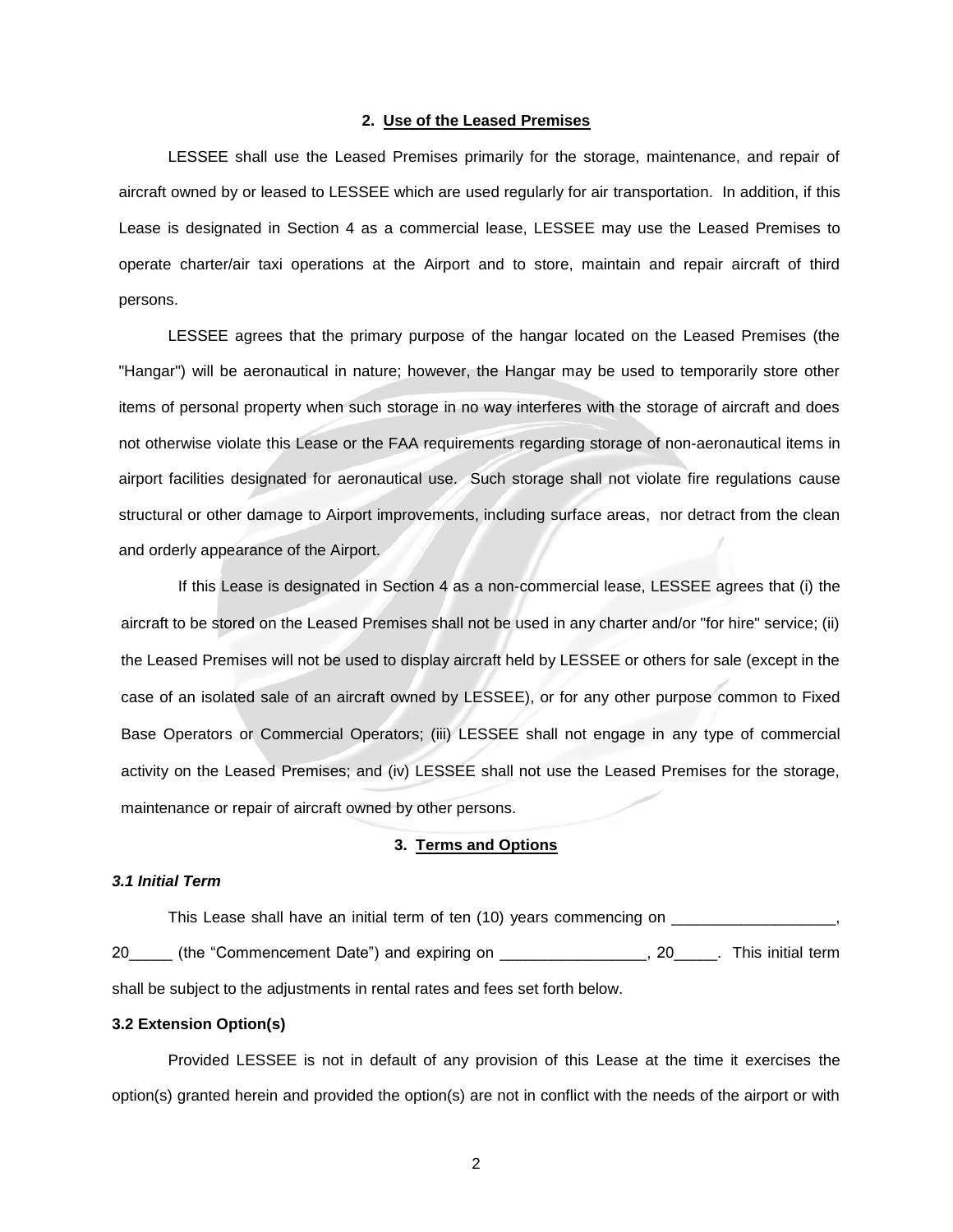## 2. Use of the Leased Premises

LESSEE shall use the Leased Premises primarily for the storage, maintenance, and repair of aircraft owned by or leased to LESSEE which are used regularly for air transportation. In addition, if this Lease is designated in Section 4 as a commercial lease, LESSEE may use the Leased Premises to operate charter/air taxi operations at the Airport and to store, maintain and repair aircraft of third persons.

LESSEE agrees that the primary purpose of the hangar located on the Leased Premises (the "Hangar") will be aeronautical in nature; however, the Hangar may be used to temporarily store other items of personal property when such storage in no way interferes with the storage of aircraft and does not otherwise violate this Lease or the FAA requirements regarding storage of non-aeronautical items in airport facilities designated for aeronautical use. Such storage shall not violate fire regulations cause structural or other damage to Airport improvements, including surface areas, nor detract from the clean and orderly appearance of the Airport.

If this Lease is designated in Section 4 as a non-commercial lease, LESSEE agrees that (i) the aircraft to be stored on the Leased Premises shall not be used in any charter and/or "for hire" service; (ii) the Leased Premises will not be used to display aircraft held by LESSEE or others for sale (except in the case of an isolated sale of an aircraft owned by LESSEE), or for any other purpose common to Fixed Base Operators or Commercial Operators; (iii) LESSEE shall not engage in any type of commercial activity on the Leased Premises; and (iv) LESSEE shall not use the Leased Premises for the storage, maintenance or repair of aircraft owned by other persons.

## 3. Terms and Options

### *3.1 Initial Term*

This Lease shall have an initial term of ten (10) years commencing on ___________________, 20_____ (the “Commencement Date”) and expiring on _________________, 20_____. This initial term shall be subject to the adjustments in rental rates and fees set forth below.

### 3.2 Extension Option(s)

Provided LESSEE is not in default of any provision of this Lease at the time it exercises the option(s) granted herein and provided the option(s) are not in conflict with the needs of the airport or with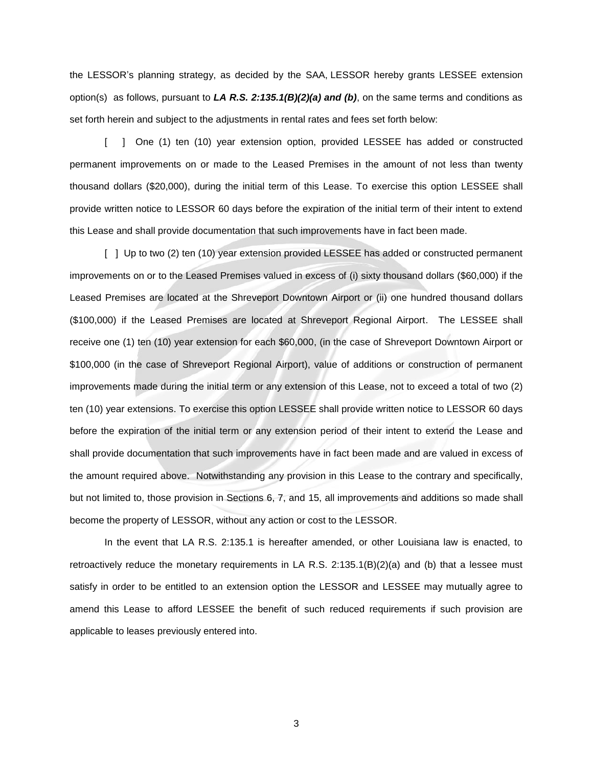the LESSOR's planning strategy, as decided by the SAA, LESSOR hereby grants LESSEE extension option(s) as follows, pursuant to ***LA R.S. 2:135.1(B)(2)(a) and (b)***, on the same terms and conditions as set forth herein and subject to the adjustments in rental rates and fees set forth below:

[ ] One (1) ten (10) year extension option, provided LESSEE has added or constructed permanent improvements on or made to the Leased Premises in the amount of not less than twenty thousand dollars ($20,000), during the initial term of this Lease. To exercise this option LESSEE shall provide written notice to LESSOR 60 days before the expiration of the initial term of their intent to extend this Lease and shall provide documentation that such improvements have in fact been made.

[ ] Up to two (2) ten (10) year extension provided LESSEE has added or constructed permanent improvements on or to the Leased Premises valued in excess of (i) sixty thousand dollars ($60,000) if the Leased Premises are located at the Shreveport Downtown Airport or (ii) one hundred thousand dollars ($100,000) if the Leased Premises are located at Shreveport Regional Airport. The LESSEE shall receive one (1) ten (10) year extension for each $60,000, (in the case of Shreveport Downtown Airport or $100,000 (in the case of Shreveport Regional Airport), value of additions or construction of permanent improvements made during the initial term or any extension of this Lease, not to exceed a total of two (2) ten (10) year extensions. To exercise this option LESSEE shall provide written notice to LESSOR 60 days before the expiration of the initial term or any extension period of their intent to extend the Lease and shall provide documentation that such improvements have in fact been made and are valued in excess of the amount required above. Notwithstanding any provision in this Lease to the contrary and specifically, but not limited to, those provision in Sections 6, 7, and 15, all improvements and additions so made shall become the property of LESSOR, without any action or cost to the LESSOR.

In the event that LA R.S. 2:135.1 is hereafter amended, or other Louisiana law is enacted, to retroactively reduce the monetary requirements in LA R.S. 2:135.1(B)(2)(a) and (b) that a lessee must satisfy in order to be entitled to an extension option the LESSOR and LESSEE may mutually agree to amend this Lease to afford LESSEE the benefit of such reduced requirements if such provision are applicable to leases previously entered into.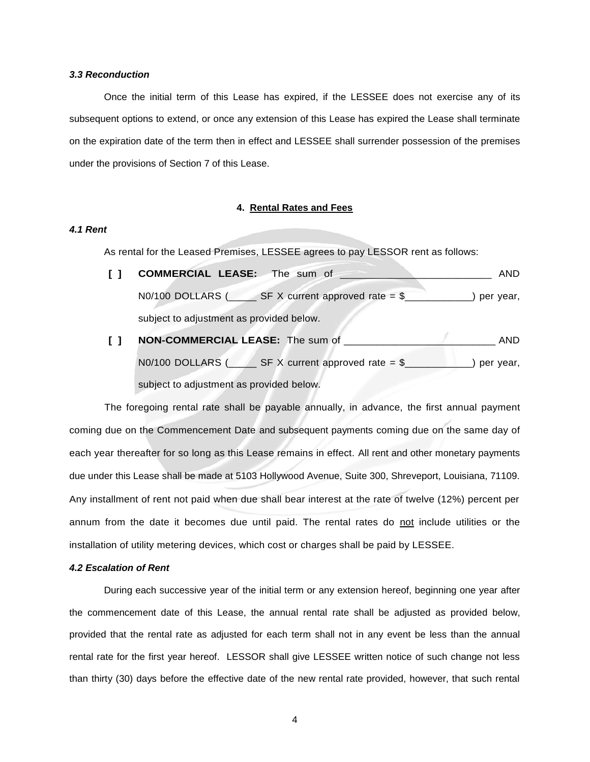***3.3 Reconduction***

Once the initial term of this Lease has expired, if the LESSEE does not exercise any of its subsequent options to extend, or once any extension of this Lease has expired the Lease shall terminate on the expiration date of the term then in effect and LESSEE shall surrender possession of the premises under the provisions of Section 7 of this Lease.

## 4. Rental Rates and Fees

***4.1 Rent***

As rental for the Leased Premises, LESSEE agrees to pay LESSOR rent as follows:

**[ ]** **COMMERCIAL LEASE:** The sum of ___________________________ AND N0/100 DOLLARS (_____ SF X current approved rate = $____________) per year, subject to adjustment as provided below.

**[ ]** **NON-COMMERCIAL LEASE:** The sum of ___________________________ AND N0/100 DOLLARS (_____ SF X current approved rate = $____________) per year, subject to adjustment as provided below.

The foregoing rental rate shall be payable annually, in advance, the first annual payment coming due on the Commencement Date and subsequent payments coming due on the same day of each year thereafter for so long as this Lease remains in effect. All rent and other monetary payments due under this Lease shall be made at 5103 Hollywood Avenue, Suite 300, Shreveport, Louisiana, 71109. Any installment of rent not paid when due shall bear interest at the rate of twelve (12%) percent per annum from the date it becomes due until paid. The rental rates do not include utilities or the installation of utility metering devices, which cost or charges shall be paid by LESSEE.

***4.2 Escalation of Rent***

During each successive year of the initial term or any extension hereof, beginning one year after the commencement date of this Lease, the annual rental rate shall be adjusted as provided below, provided that the rental rate as adjusted for each term shall not in any event be less than the annual rental rate for the first year hereof. LESSOR shall give LESSEE written notice of such change not less than thirty (30) days before the effective date of the new rental rate provided, however, that such rental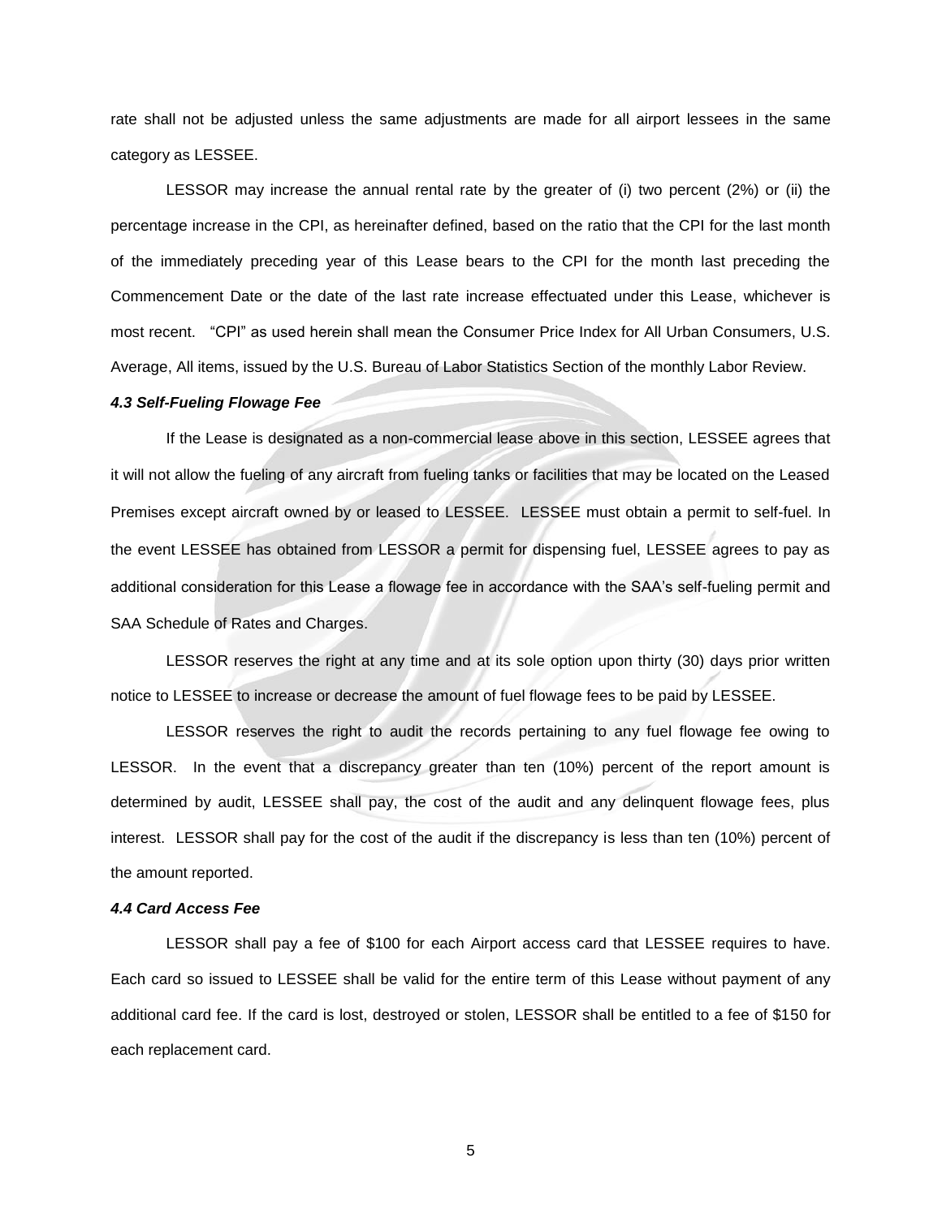rate shall not be adjusted unless the same adjustments are made for all airport lessees in the same category as LESSEE.

LESSOR may increase the annual rental rate by the greater of (i) two percent (2%) or (ii) the percentage increase in the CPI, as hereinafter defined, based on the ratio that the CPI for the last month of the immediately preceding year of this Lease bears to the CPI for the month last preceding the Commencement Date or the date of the last rate increase effectuated under this Lease, whichever is most recent. "CPI" as used herein shall mean the Consumer Price Index for All Urban Consumers, U.S. Average, All items, issued by the U.S. Bureau of Labor Statistics Section of the monthly Labor Review.

***4.3 Self-Fueling Flowage Fee***

If the Lease is designated as a non-commercial lease above in this section, LESSEE agrees that it will not allow the fueling of any aircraft from fueling tanks or facilities that may be located on the Leased Premises except aircraft owned by or leased to LESSEE. LESSEE must obtain a permit to self-fuel. In the event LESSEE has obtained from LESSOR a permit for dispensing fuel, LESSEE agrees to pay as additional consideration for this Lease a flowage fee in accordance with the SAA's self-fueling permit and SAA Schedule of Rates and Charges.

LESSOR reserves the right at any time and at its sole option upon thirty (30) days prior written notice to LESSEE to increase or decrease the amount of fuel flowage fees to be paid by LESSEE.

LESSOR reserves the right to audit the records pertaining to any fuel flowage fee owing to LESSOR. In the event that a discrepancy greater than ten (10%) percent of the report amount is determined by audit, LESSEE shall pay, the cost of the audit and any delinquent flowage fees, plus interest. LESSOR shall pay for the cost of the audit if the discrepancy is less than ten (10%) percent of the amount reported.

***4.4 Card Access Fee***

LESSOR shall pay a fee of $100 for each Airport access card that LESSEE requires to have. Each card so issued to LESSEE shall be valid for the entire term of this Lease without payment of any additional card fee. If the card is lost, destroyed or stolen, LESSOR shall be entitled to a fee of $150 for each replacement card.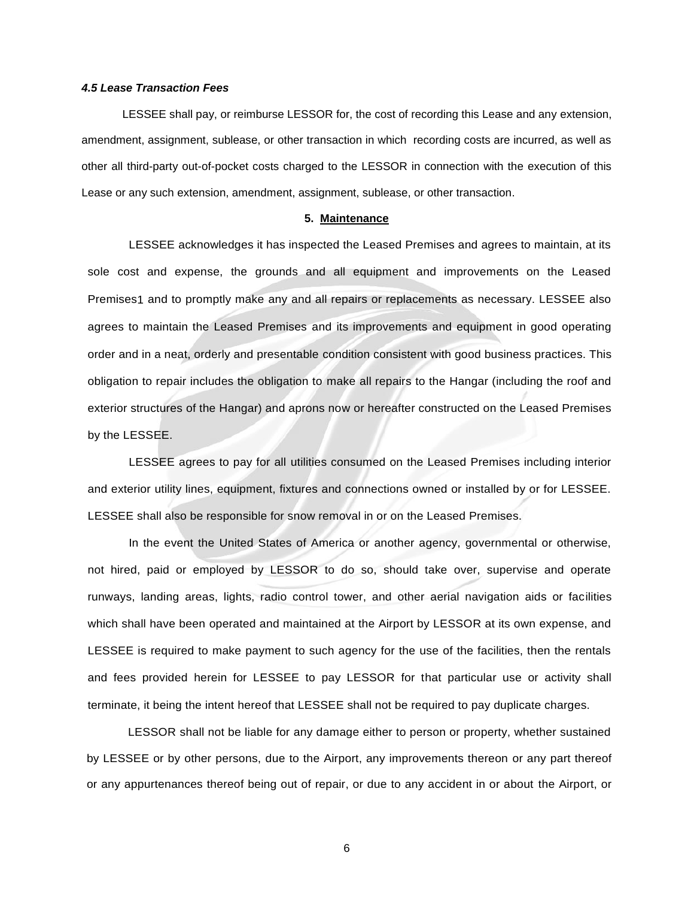### *4.5 Lease Transaction Fees*

LESSEE shall pay, or reimburse LESSOR for, the cost of recording this Lease and any extension, amendment, assignment, sublease, or other transaction in which recording costs are incurred, as well as other all third-party out-of-pocket costs charged to the LESSOR in connection with the execution of this Lease or any such extension, amendment, assignment, sublease, or other transaction.

## 5. **Maintenance**

LESSEE acknowledges it has inspected the Leased Premises and agrees to maintain, at its sole cost and expense, the grounds and all equipment and improvements on the Leased Premises1 and to promptly make any and all repairs or replacements as necessary. LESSEE also agrees to maintain the Leased Premises and its improvements and equipment in good operating order and in a neat, orderly and presentable condition consistent with good business practices. This obligation to repair includes the obligation to make all repairs to the Hangar (including the roof and exterior structures of the Hangar) and aprons now or hereafter constructed on the Leased Premises by the LESSEE.

LESSEE agrees to pay for all utilities consumed on the Leased Premises including interior and exterior utility lines, equipment, fixtures and connections owned or installed by or for LESSEE. LESSEE shall also be responsible for snow removal in or on the Leased Premises.

In the event the United States of America or another agency, governmental or otherwise, not hired, paid or employed by LESSOR to do so, should take over, supervise and operate runways, landing areas, lights, radio control tower, and other aerial navigation aids or facilities which shall have been operated and maintained at the Airport by LESSOR at its own expense, and LESSEE is required to make payment to such agency for the use of the facilities, then the rentals and fees provided herein for LESSEE to pay LESSOR for that particular use or activity shall terminate, it being the intent hereof that LESSEE shall not be required to pay duplicate charges.

LESSOR shall not be liable for any damage either to person or property, whether sustained by LESSEE or by other persons, due to the Airport, any improvements thereon or any part thereof or any appurtenances thereof being out of repair, or due to any accident in or about the Airport, or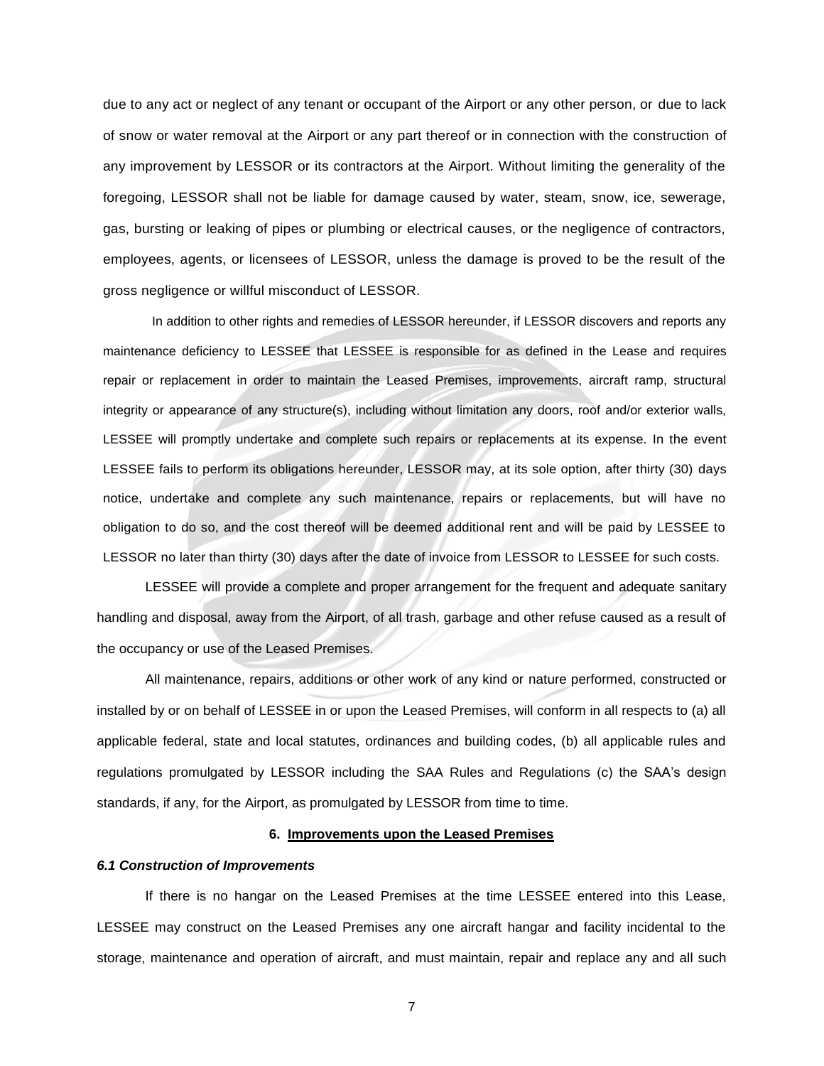due to any act or neglect of any tenant or occupant of the Airport or any other person, or due to lack of snow or water removal at the Airport or any part thereof or in connection with the construction of any improvement by LESSOR or its contractors at the Airport. Without limiting the generality of the foregoing, LESSOR shall not be liable for damage caused by water, steam, snow, ice, sewerage, gas, bursting or leaking of pipes or plumbing or electrical causes, or the negligence of contractors, employees, agents, or licensees of LESSOR, unless the damage is proved to be the result of the gross negligence or willful misconduct of LESSOR.

In addition to other rights and remedies of LESSOR hereunder, if LESSOR discovers and reports any maintenance deficiency to LESSEE that LESSEE is responsible for as defined in the Lease and requires repair or replacement in order to maintain the Leased Premises, improvements, aircraft ramp, structural integrity or appearance of any structure(s), including without limitation any doors, roof and/or exterior walls, LESSEE will promptly undertake and complete such repairs or replacements at its expense. In the event LESSEE fails to perform its obligations hereunder, LESSOR may, at its sole option, after thirty (30) days notice, undertake and complete any such maintenance, repairs or replacements, but will have no obligation to do so, and the cost thereof will be deemed additional rent and will be paid by LESSEE to LESSOR no later than thirty (30) days after the date of invoice from LESSOR to LESSEE for such costs.

LESSEE will provide a complete and proper arrangement for the frequent and adequate sanitary handling and disposal, away from the Airport, of all trash, garbage and other refuse caused as a result of the occupancy or use of the Leased Premises.

All maintenance, repairs, additions or other work of any kind or nature performed, constructed or installed by or on behalf of LESSEE in or upon the Leased Premises, will conform in all respects to (a) all applicable federal, state and local statutes, ordinances and building codes, (b) all applicable rules and regulations promulgated by LESSOR including the SAA Rules and Regulations (c) the SAA's design standards, if any, for the Airport, as promulgated by LESSOR from time to time.

## 6. Improvements upon the Leased Premises

### *6.1 Construction of Improvements*

If there is no hangar on the Leased Premises at the time LESSEE entered into this Lease, LESSEE may construct on the Leased Premises any one aircraft hangar and facility incidental to the storage, maintenance and operation of aircraft, and must maintain, repair and replace any and all such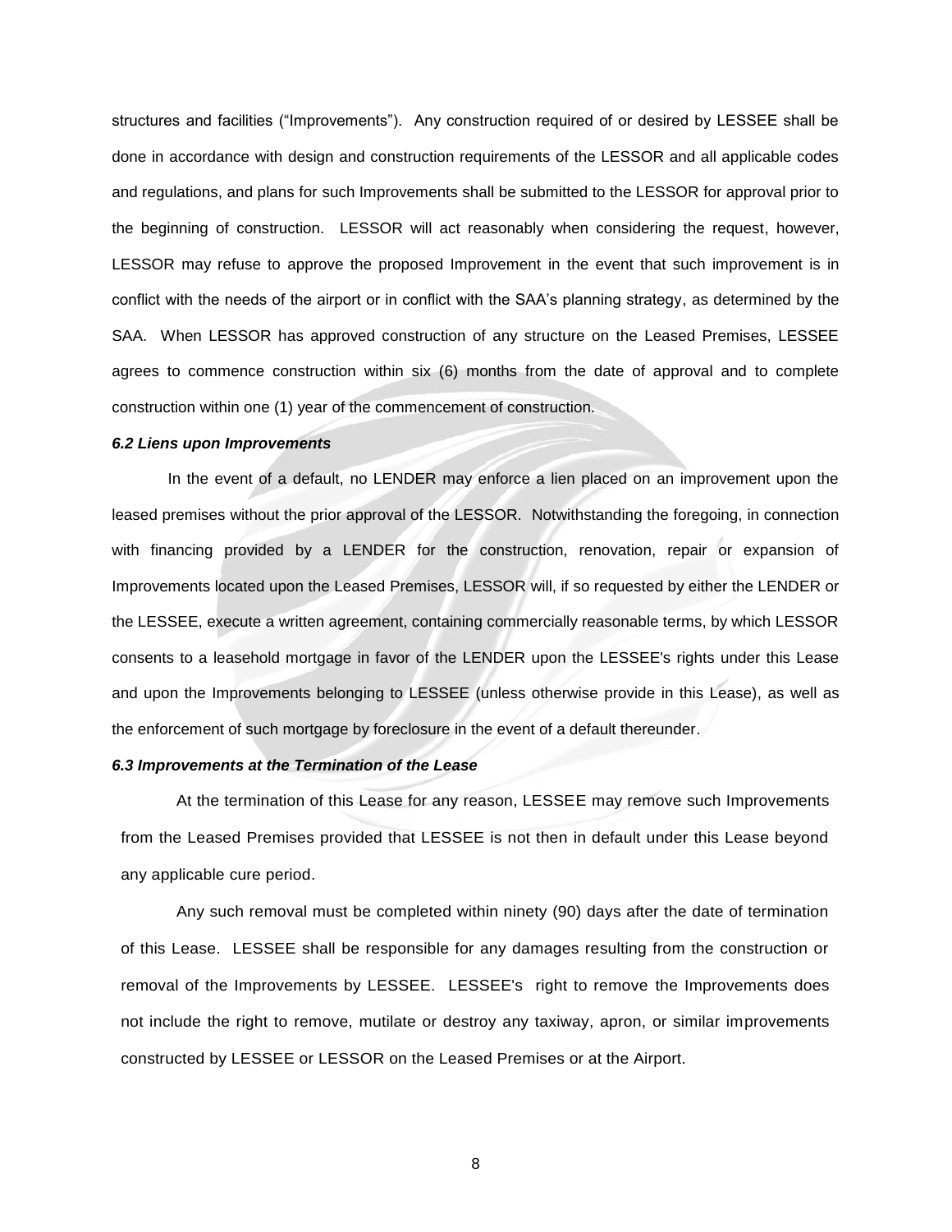structures and facilities ("Improvements"). Any construction required of or desired by LESSEE shall be done in accordance with design and construction requirements of the LESSOR and all applicable codes and regulations, and plans for such Improvements shall be submitted to the LESSOR for approval prior to the beginning of construction. LESSOR will act reasonably when considering the request, however, LESSOR may refuse to approve the proposed Improvement in the event that such improvement is in conflict with the needs of the airport or in conflict with the SAA's planning strategy, as determined by the SAA. When LESSOR has approved construction of any structure on the Leased Premises, LESSEE agrees to commence construction within six (6) months from the date of approval and to complete construction within one (1) year of the commencement of construction.

***6.2 Liens upon Improvements***

In the event of a default, no LENDER may enforce a lien placed on an improvement upon the leased premises without the prior approval of the LESSOR. Notwithstanding the foregoing, in connection with financing provided by a LENDER for the construction, renovation, repair or expansion of Improvements located upon the Leased Premises, LESSOR will, if so requested by either the LENDER or the LESSEE, execute a written agreement, containing commercially reasonable terms, by which LESSOR consents to a leasehold mortgage in favor of the LENDER upon the LESSEE's rights under this Lease and upon the Improvements belonging to LESSEE (unless otherwise provide in this Lease), as well as the enforcement of such mortgage by foreclosure in the event of a default thereunder.

***6.3 Improvements at the Termination of the Lease***

At the termination of this Lease for any reason, LESSEE may remove such Improvements from the Leased Premises provided that LESSEE is not then in default under this Lease beyond any applicable cure period.

Any such removal must be completed within ninety (90) days after the date of termination of this Lease. LESSEE shall be responsible for any damages resulting from the construction or removal of the Improvements by LESSEE. LESSEE's right to remove the Improvements does not include the right to remove, mutilate or destroy any taxiway, apron, or similar improvements constructed by LESSEE or LESSOR on the Leased Premises or at the Airport.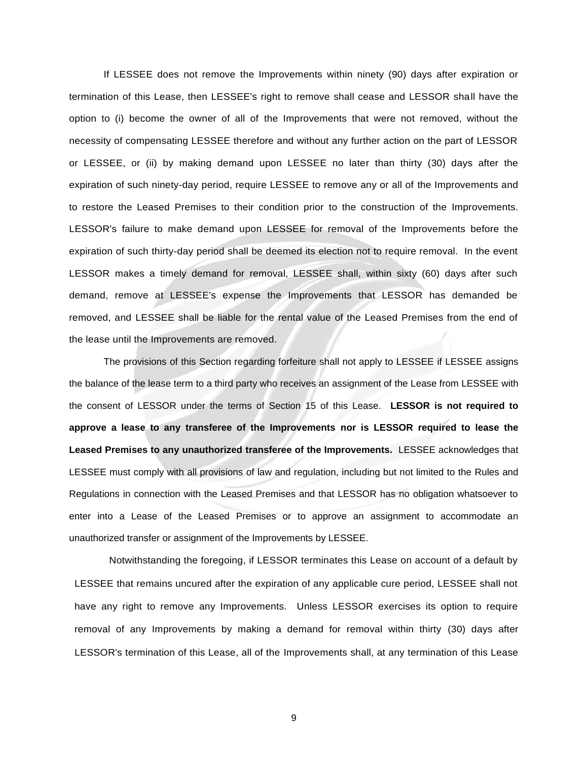If LESSEE does not remove the Improvements within ninety (90) days after expiration or termination of this Lease, then LESSEE's right to remove shall cease and LESSOR shall have the option to (i) become the owner of all of the Improvements that were not removed, without the necessity of compensating LESSEE therefore and without any further action on the part of LESSOR or LESSEE, or (ii) by making demand upon LESSEE no later than thirty (30) days after the expiration of such ninety-day period, require LESSEE to remove any or all of the Improvements and to restore the Leased Premises to their condition prior to the construction of the Improvements. LESSOR's failure to make demand upon LESSEE for removal of the Improvements before the expiration of such thirty-day period shall be deemed its election not to require removal. In the event LESSOR makes a timely demand for removal, LESSEE shall, within sixty (60) days after such demand, remove at LESSEE's expense the Improvements that LESSOR has demanded be removed, and LESSEE shall be liable for the rental value of the Leased Premises from the end of the lease until the Improvements are removed.

The provisions of this Section regarding forfeiture shall not apply to LESSEE if LESSEE assigns the balance of the lease term to a third party who receives an assignment of the Lease from LESSEE with the consent of LESSOR under the terms of Section 15 of this Lease. **LESSOR is not required to approve a lease to any transferee of the Improvements nor is LESSOR required to lease the Leased Premises to any unauthorized transferee of the Improvements.** LESSEE acknowledges that LESSEE must comply with all provisions of law and regulation, including but not limited to the Rules and Regulations in connection with the Leased Premises and that LESSOR has no obligation whatsoever to enter into a Lease of the Leased Premises or to approve an assignment to accommodate an unauthorized transfer or assignment of the Improvements by LESSEE.

Notwithstanding the foregoing, if LESSOR terminates this Lease on account of a default by LESSEE that remains uncured after the expiration of any applicable cure period, LESSEE shall not have any right to remove any Improvements. Unless LESSOR exercises its option to require removal of any Improvements by making a demand for removal within thirty (30) days after LESSOR's termination of this Lease, all of the Improvements shall, at any termination of this Lease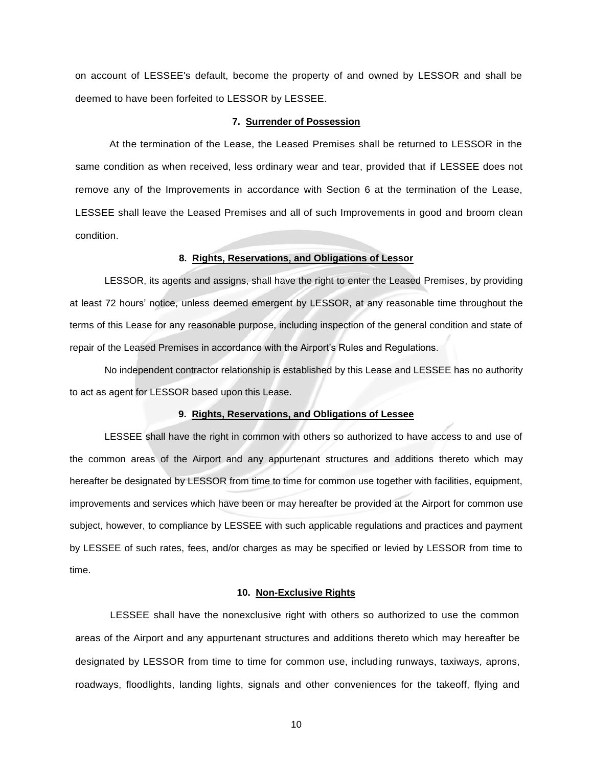on account of LESSEE's default, become the property of and owned by LESSOR and shall be deemed to have been forfeited to LESSOR by LESSEE.

### 7. Surrender of Possession

At the termination of the Lease, the Leased Premises shall be returned to LESSOR in the same condition as when received, less ordinary wear and tear, provided that if LESSEE does not remove any of the Improvements in accordance with Section 6 at the termination of the Lease, LESSEE shall leave the Leased Premises and all of such Improvements in good and broom clean condition.

### 8. Rights, Reservations, and Obligations of Lessor

LESSOR, its agents and assigns, shall have the right to enter the Leased Premises, by providing at least 72 hours' notice, unless deemed emergent by LESSOR, at any reasonable time throughout the terms of this Lease for any reasonable purpose, including inspection of the general condition and state of repair of the Leased Premises in accordance with the Airport's Rules and Regulations.

No independent contractor relationship is established by this Lease and LESSEE has no authority to act as agent for LESSOR based upon this Lease.

### 9. Rights, Reservations, and Obligations of Lessee

LESSEE shall have the right in common with others so authorized to have access to and use of the common areas of the Airport and any appurtenant structures and additions thereto which may hereafter be designated by LESSOR from time to time for common use together with facilities, equipment, improvements and services which have been or may hereafter be provided at the Airport for common use subject, however, to compliance by LESSEE with such applicable regulations and practices and payment by LESSEE of such rates, fees, and/or charges as may be specified or levied by LESSOR from time to time.

### 10. Non-Exclusive Rights

LESSEE shall have the nonexclusive right with others so authorized to use the common areas of the Airport and any appurtenant structures and additions thereto which may hereafter be designated by LESSOR from time to time for common use, including runways, taxiways, aprons, roadways, floodlights, landing lights, signals and other conveniences for the takeoff, flying and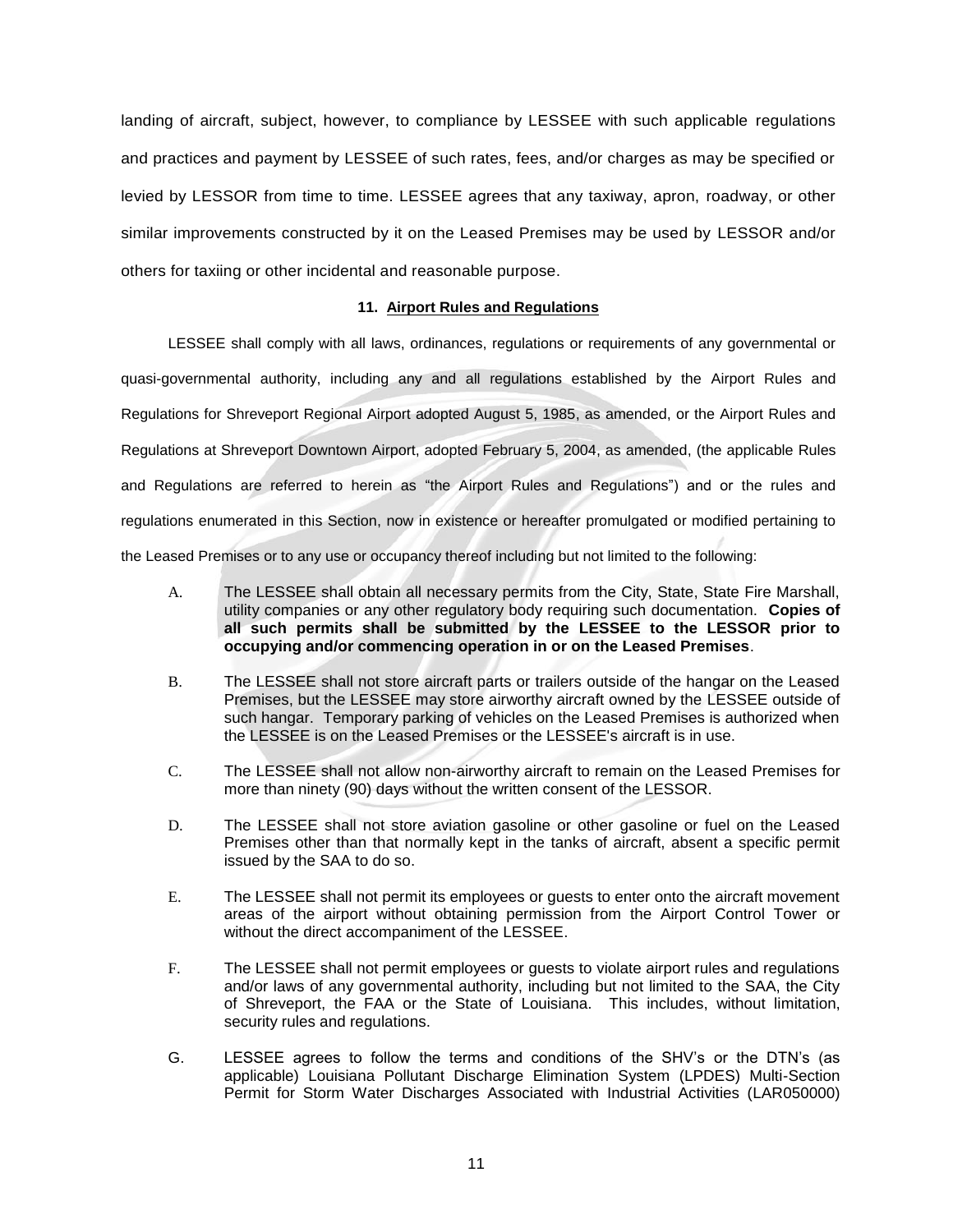landing of aircraft, subject, however, to compliance by LESSEE with such applicable regulations and practices and payment by LESSEE of such rates, fees, and/or charges as may be specified or levied by LESSOR from time to time. LESSEE agrees that any taxiway, apron, roadway, or other similar improvements constructed by it on the Leased Premises may be used by LESSOR and/or others for taxiing or other incidental and reasonable purpose.

### 11. Airport Rules and Regulations

LESSEE shall comply with all laws, ordinances, regulations or requirements of any governmental or quasi-governmental authority, including any and all regulations established by the Airport Rules and Regulations for Shreveport Regional Airport adopted August 5, 1985, as amended, or the Airport Rules and Regulations at Shreveport Downtown Airport, adopted February 5, 2004, as amended, (the applicable Rules and Regulations are referred to herein as "the Airport Rules and Regulations") and or the rules and regulations enumerated in this Section, now in existence or hereafter promulgated or modified pertaining to the Leased Premises or to any use or occupancy thereof including but not limited to the following:

A. The LESSEE shall obtain all necessary permits from the City, State, State Fire Marshall, utility companies or any other regulatory body requiring such documentation. **Copies of all such permits shall be submitted by the LESSEE to the LESSOR prior to occupying and/or commencing operation in or on the Leased Premises**.

B. The LESSEE shall not store aircraft parts or trailers outside of the hangar on the Leased Premises, but the LESSEE may store airworthy aircraft owned by the LESSEE outside of such hangar. Temporary parking of vehicles on the Leased Premises is authorized when the LESSEE is on the Leased Premises or the LESSEE's aircraft is in use.

C. The LESSEE shall not allow non-airworthy aircraft to remain on the Leased Premises for more than ninety (90) days without the written consent of the LESSOR.

D. The LESSEE shall not store aviation gasoline or other gasoline or fuel on the Leased Premises other than that normally kept in the tanks of aircraft, absent a specific permit issued by the SAA to do so.

E. The LESSEE shall not permit its employees or guests to enter onto the aircraft movement areas of the airport without obtaining permission from the Airport Control Tower or without the direct accompaniment of the LESSEE.

F. The LESSEE shall not permit employees or guests to violate airport rules and regulations and/or laws of any governmental authority, including but not limited to the SAA, the City of Shreveport, the FAA or the State of Louisiana. This includes, without limitation, security rules and regulations.

G. LESSEE agrees to follow the terms and conditions of the SHV's or the DTN's (as applicable) Louisiana Pollutant Discharge Elimination System (LPDES) Multi-Section Permit for Storm Water Discharges Associated with Industrial Activities (LAR050000)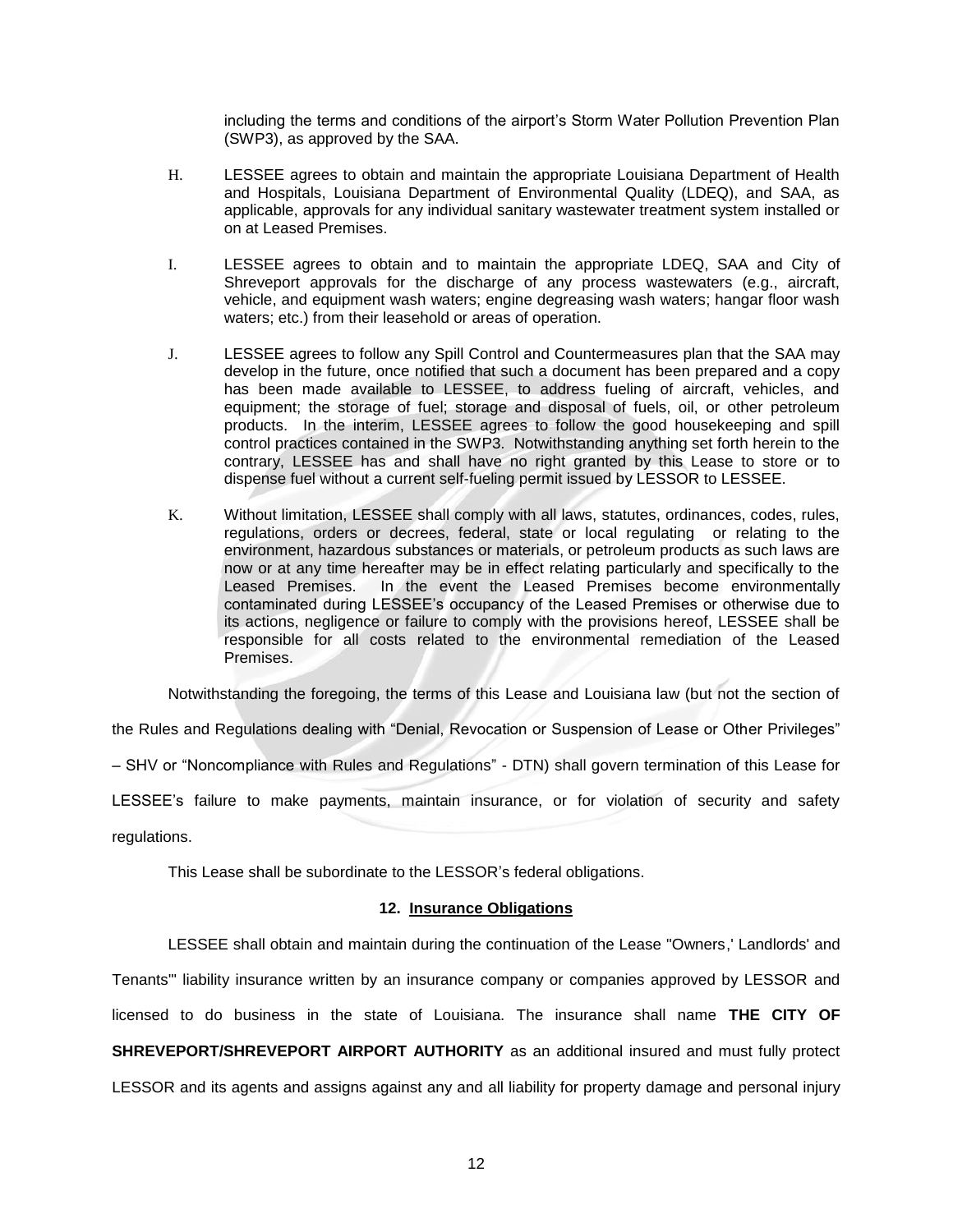including the terms and conditions of the airport's Storm Water Pollution Prevention Plan (SWP3), as approved by the SAA.

H. LESSEE agrees to obtain and maintain the appropriate Louisiana Department of Health and Hospitals, Louisiana Department of Environmental Quality (LDEQ), and SAA, as applicable, approvals for any individual sanitary wastewater treatment system installed or on at Leased Premises.

I. LESSEE agrees to obtain and to maintain the appropriate LDEQ, SAA and City of Shreveport approvals for the discharge of any process wastewaters (e.g., aircraft, vehicle, and equipment wash waters; engine degreasing wash waters; hangar floor wash waters; etc.) from their leasehold or areas of operation.

J. LESSEE agrees to follow any Spill Control and Countermeasures plan that the SAA may develop in the future, once notified that such a document has been prepared and a copy has been made available to LESSEE, to address fueling of aircraft, vehicles, and equipment; the storage of fuel; storage and disposal of fuels, oil, or other petroleum products. In the interim, LESSEE agrees to follow the good housekeeping and spill control practices contained in the SWP3. Notwithstanding anything set forth herein to the contrary, LESSEE has and shall have no right granted by this Lease to store or to dispense fuel without a current self-fueling permit issued by LESSOR to LESSEE.

K. Without limitation, LESSEE shall comply with all laws, statutes, ordinances, codes, rules, regulations, orders or decrees, federal, state or local regulating or relating to the environment, hazardous substances or materials, or petroleum products as such laws are now or at any time hereafter may be in effect relating particularly and specifically to the Leased Premises. In the event the Leased Premises become environmentally contaminated during LESSEE's occupancy of the Leased Premises or otherwise due to its actions, negligence or failure to comply with the provisions hereof, LESSEE shall be responsible for all costs related to the environmental remediation of the Leased Premises.

Notwithstanding the foregoing, the terms of this Lease and Louisiana law (but not the section of the Rules and Regulations dealing with "Denial, Revocation or Suspension of Lease or Other Privileges" – SHV or "Noncompliance with Rules and Regulations" - DTN) shall govern termination of this Lease for LESSEE's failure to make payments, maintain insurance, or for violation of security and safety regulations.

This Lease shall be subordinate to the LESSOR's federal obligations.

## 12. Insurance Obligations

LESSEE shall obtain and maintain during the continuation of the Lease "Owners,' Landlords' and Tenants'" liability insurance written by an insurance company or companies approved by LESSOR and licensed to do business in the state of Louisiana. The insurance shall name **THE CITY OF SHREVEPORT/SHREVEPORT AIRPORT AUTHORITY** as an additional insured and must fully protect LESSOR and its agents and assigns against any and all liability for property damage and personal injury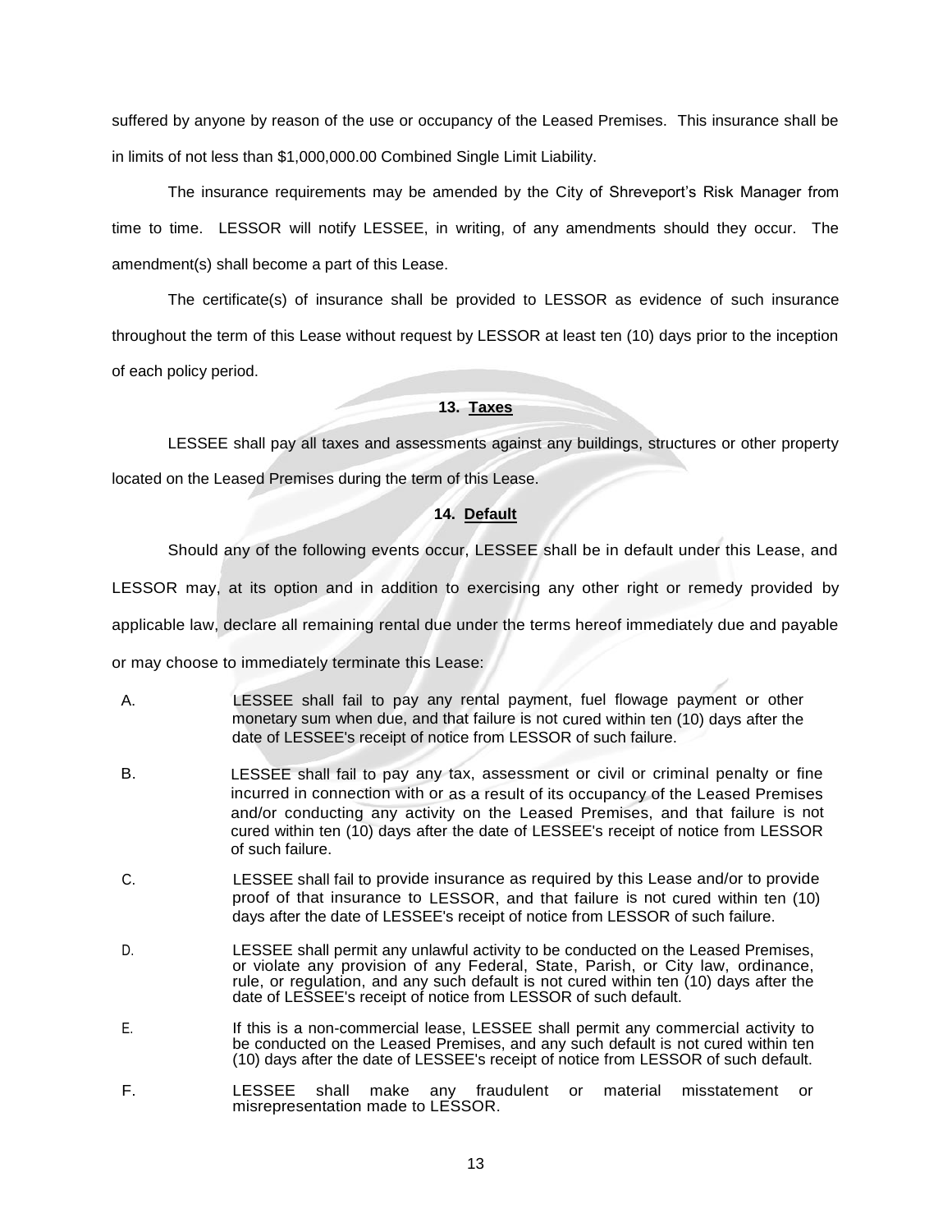suffered by anyone by reason of the use or occupancy of the Leased Premises. This insurance shall be in limits of not less than $1,000,000.00 Combined Single Limit Liability.

The insurance requirements may be amended by the City of Shreveport's Risk Manager from time to time. LESSOR will notify LESSEE, in writing, of any amendments should they occur. The amendment(s) shall become a part of this Lease.

The certificate(s) of insurance shall be provided to LESSOR as evidence of such insurance throughout the term of this Lease without request by LESSOR at least ten (10) days prior to the inception of each policy period.

**13. Taxes**

LESSEE shall pay all taxes and assessments against any buildings, structures or other property located on the Leased Premises during the term of this Lease.

**14. Default**

Should any of the following events occur, LESSEE shall be in default under this Lease, and LESSOR may, at its option and in addition to exercising any other right or remedy provided by applicable law, declare all remaining rental due under the terms hereof immediately due and payable or may choose to immediately terminate this Lease:

A. LESSEE shall fail to pay any rental payment, fuel flowage payment or other monetary sum when due, and that failure is not cured within ten (10) days after the date of LESSEE's receipt of notice from LESSOR of such failure.

B. LESSEE shall fail to pay any tax, assessment or civil or criminal penalty or fine incurred in connection with or as a result of its occupancy of the Leased Premises and/or conducting any activity on the Leased Premises, and that failure is not cured within ten (10) days after the date of LESSEE's receipt of notice from LESSOR of such failure.

C. LESSEE shall fail to provide insurance as required by this Lease and/or to provide proof of that insurance to LESSOR, and that failure is not cured within ten (10) days after the date of LESSEE's receipt of notice from LESSOR of such failure.

D. LESSEE shall permit any unlawful activity to be conducted on the Leased Premises, or violate any provision of any Federal, State, Parish, or City law, ordinance, rule, or regulation, and any such default is not cured within ten (10) days after the date of LESSEE's receipt of notice from LESSOR of such default.

E. If this is a non-commercial lease, LESSEE shall permit any commercial activity to be conducted on the Leased Premises, and any such default is not cured within ten (10) days after the date of LESSEE's receipt of notice from LESSOR of such default.

F. LESSEE shall make any fraudulent or material misstatement or misrepresentation made to LESSOR.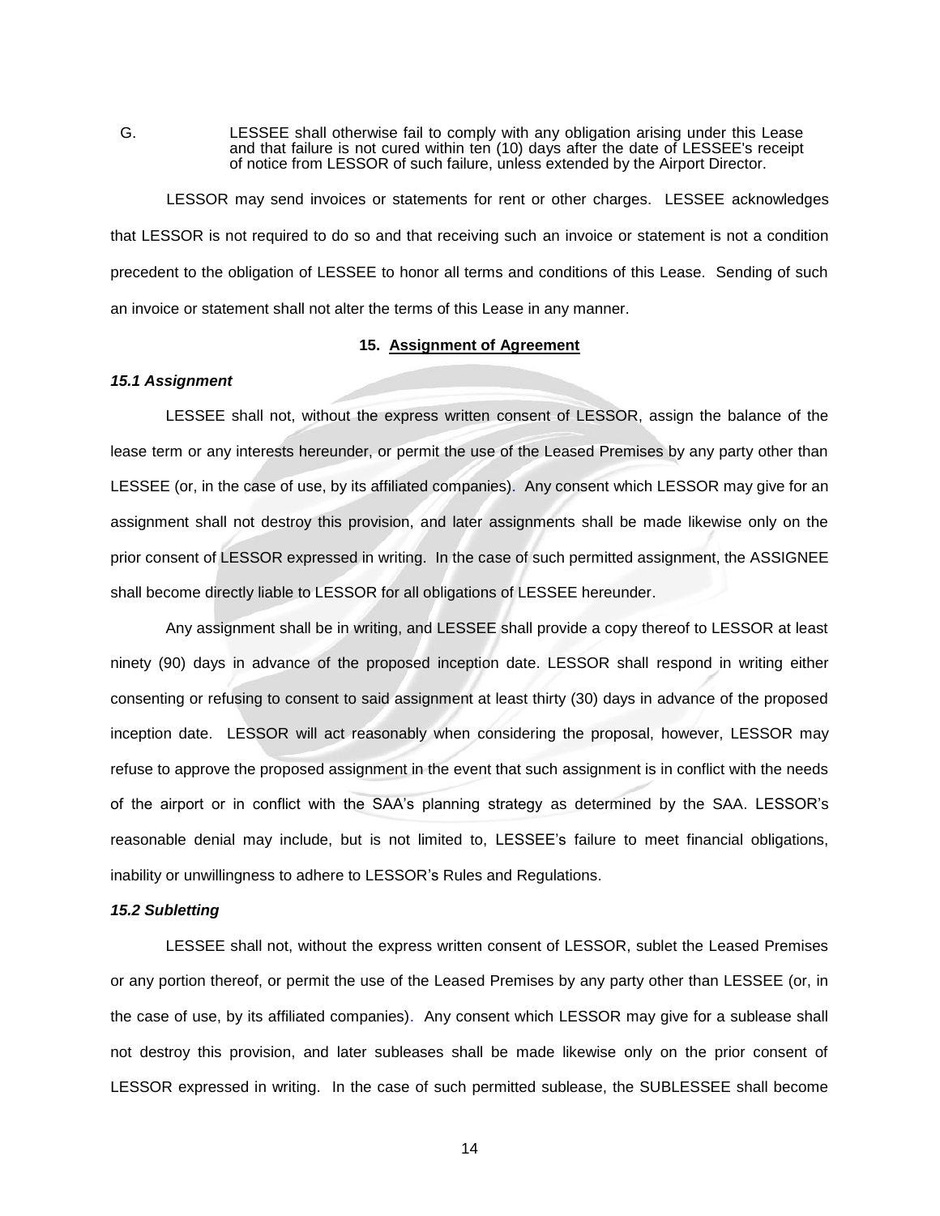G. LESSEE shall otherwise fail to comply with any obligation arising under this Lease and that failure is not cured within ten (10) days after the date of LESSEE's receipt of notice from LESSOR of such failure, unless extended by the Airport Director.

LESSOR may send invoices or statements for rent or other charges. LESSEE acknowledges that LESSOR is not required to do so and that receiving such an invoice or statement is not a condition precedent to the obligation of LESSEE to honor all terms and conditions of this Lease. Sending of such an invoice or statement shall not alter the terms of this Lease in any manner.

## 15. Assignment of Agreement

### *15.1 Assignment*

LESSEE shall not, without the express written consent of LESSOR, assign the balance of the lease term or any interests hereunder, or permit the use of the Leased Premises by any party other than LESSEE (or, in the case of use, by its affiliated companies). Any consent which LESSOR may give for an assignment shall not destroy this provision, and later assignments shall be made likewise only on the prior consent of LESSOR expressed in writing. In the case of such permitted assignment, the ASSIGNEE shall become directly liable to LESSOR for all obligations of LESSEE hereunder.

Any assignment shall be in writing, and LESSEE shall provide a copy thereof to LESSOR at least ninety (90) days in advance of the proposed inception date. LESSOR shall respond in writing either consenting or refusing to consent to said assignment at least thirty (30) days in advance of the proposed inception date. LESSOR will act reasonably when considering the proposal, however, LESSOR may refuse to approve the proposed assignment in the event that such assignment is in conflict with the needs of the airport or in conflict with the SAA's planning strategy as determined by the SAA. LESSOR's reasonable denial may include, but is not limited to, LESSEE's failure to meet financial obligations, inability or unwillingness to adhere to LESSOR's Rules and Regulations.

### *15.2 Subletting*

LESSEE shall not, without the express written consent of LESSOR, sublet the Leased Premises or any portion thereof, or permit the use of the Leased Premises by any party other than LESSEE (or, in the case of use, by its affiliated companies). Any consent which LESSOR may give for a sublease shall not destroy this provision, and later subleases shall be made likewise only on the prior consent of LESSOR expressed in writing. In the case of such permitted sublease, the SUBLESSEE shall become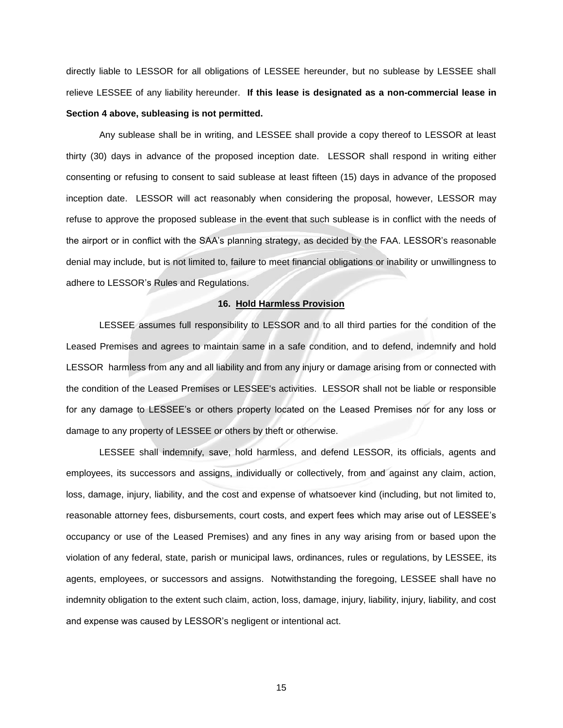directly liable to LESSOR for all obligations of LESSEE hereunder, but no sublease by LESSEE shall relieve LESSEE of any liability hereunder. **If this lease is designated as a non-commercial lease in Section 4 above, subleasing is not permitted.**

Any sublease shall be in writing, and LESSEE shall provide a copy thereof to LESSOR at least thirty (30) days in advance of the proposed inception date. LESSOR shall respond in writing either consenting or refusing to consent to said sublease at least fifteen (15) days in advance of the proposed inception date. LESSOR will act reasonably when considering the proposal, however, LESSOR may refuse to approve the proposed sublease in the event that such sublease is in conflict with the needs of the airport or in conflict with the SAA's planning strategy, as decided by the FAA. LESSOR's reasonable denial may include, but is not limited to, failure to meet financial obligations or inability or unwillingness to adhere to LESSOR's Rules and Regulations.

## 16. Hold Harmless Provision

LESSEE assumes full responsibility to LESSOR and to all third parties for the condition of the Leased Premises and agrees to maintain same in a safe condition, and to defend, indemnify and hold LESSOR harmless from any and all liability and from any injury or damage arising from or connected with the condition of the Leased Premises or LESSEE's activities. LESSOR shall not be liable or responsible for any damage to LESSEE's or others property located on the Leased Premises nor for any loss or damage to any property of LESSEE or others by theft or otherwise.

LESSEE shall indemnify, save, hold harmless, and defend LESSOR, its officials, agents and employees, its successors and assigns, individually or collectively, from and against any claim, action, loss, damage, injury, liability, and the cost and expense of whatsoever kind (including, but not limited to, reasonable attorney fees, disbursements, court costs, and expert fees which may arise out of LESSEE's occupancy or use of the Leased Premises) and any fines in any way arising from or based upon the violation of any federal, state, parish or municipal laws, ordinances, rules or regulations, by LESSEE, its agents, employees, or successors and assigns. Notwithstanding the foregoing, LESSEE shall have no indemnity obligation to the extent such claim, action, loss, damage, injury, liability, injury, liability, and cost and expense was caused by LESSOR's negligent or intentional act.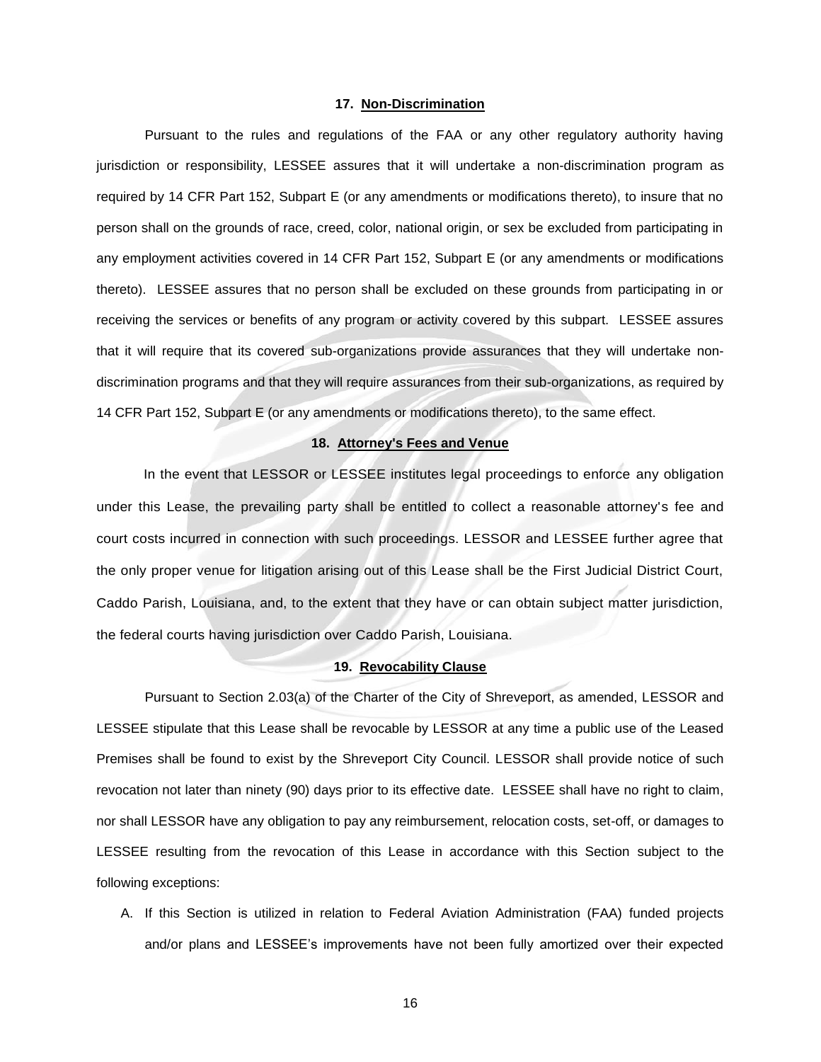### 17. Non-Discrimination

Pursuant to the rules and regulations of the FAA or any other regulatory authority having jurisdiction or responsibility, LESSEE assures that it will undertake a non-discrimination program as required by 14 CFR Part 152, Subpart E (or any amendments or modifications thereto), to insure that no person shall on the grounds of race, creed, color, national origin, or sex be excluded from participating in any employment activities covered in 14 CFR Part 152, Subpart E (or any amendments or modifications thereto). LESSEE assures that no person shall be excluded on these grounds from participating in or receiving the services or benefits of any program or activity covered by this subpart. LESSEE assures that it will require that its covered sub-organizations provide assurances that they will undertake non-discrimination programs and that they will require assurances from their sub-organizations, as required by 14 CFR Part 152, Subpart E (or any amendments or modifications thereto), to the same effect.

### 18. Attorney's Fees and Venue

In the event that LESSOR or LESSEE institutes legal proceedings to enforce any obligation under this Lease, the prevailing party shall be entitled to collect a reasonable attorney's fee and court costs incurred in connection with such proceedings. LESSOR and LESSEE further agree that the only proper venue for litigation arising out of this Lease shall be the First Judicial District Court, Caddo Parish, Louisiana, and, to the extent that they have or can obtain subject matter jurisdiction, the federal courts having jurisdiction over Caddo Parish, Louisiana.

### 19. Revocability Clause

Pursuant to Section 2.03(a) of the Charter of the City of Shreveport, as amended, LESSOR and LESSEE stipulate that this Lease shall be revocable by LESSOR at any time a public use of the Leased Premises shall be found to exist by the Shreveport City Council. LESSOR shall provide notice of such revocation not later than ninety (90) days prior to its effective date. LESSEE shall have no right to claim, nor shall LESSOR have any obligation to pay any reimbursement, relocation costs, set-off, or damages to LESSEE resulting from the revocation of this Lease in accordance with this Section subject to the following exceptions:

A. If this Section is utilized in relation to Federal Aviation Administration (FAA) funded projects and/or plans and LESSEE's improvements have not been fully amortized over their expected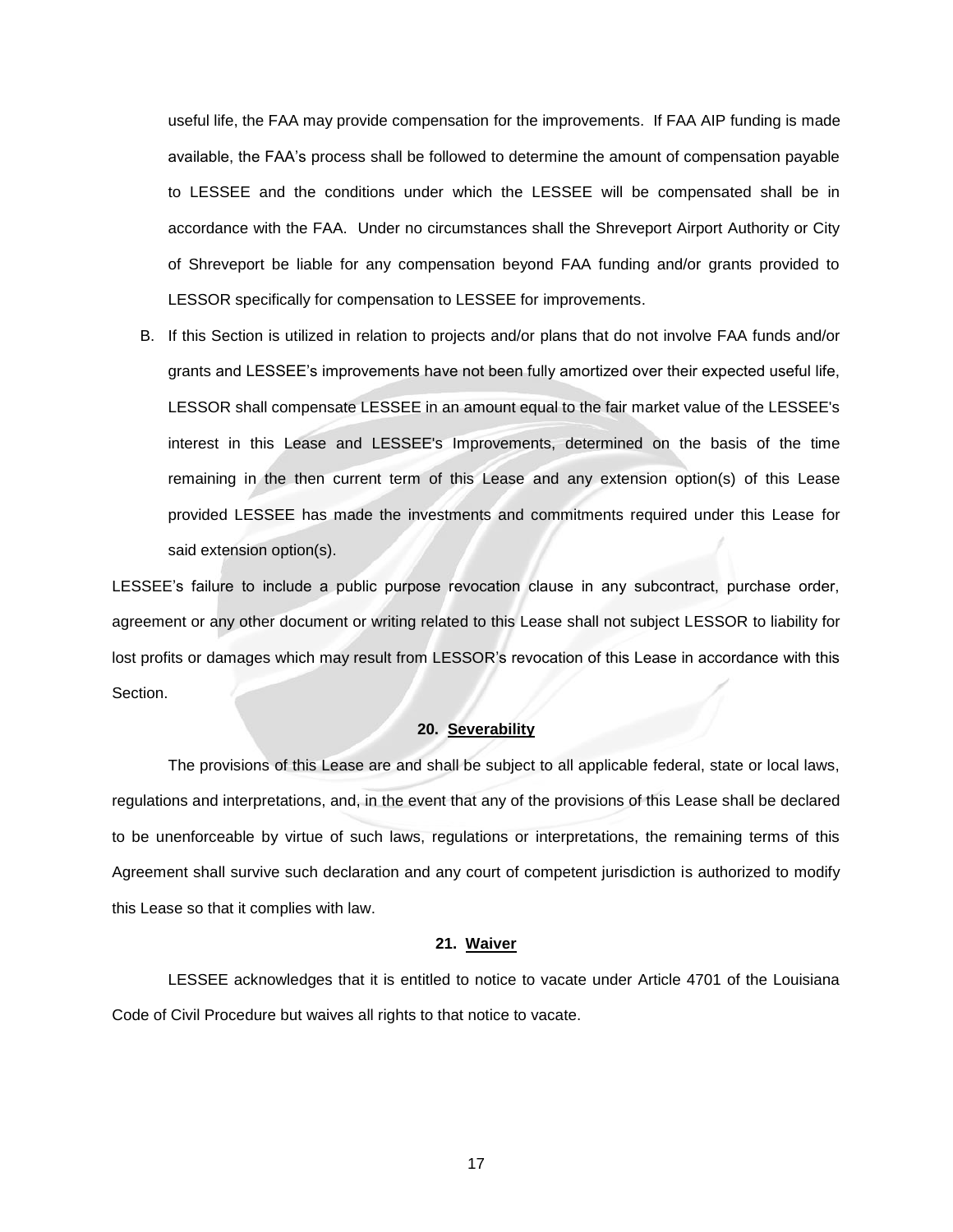useful life, the FAA may provide compensation for the improvements. If FAA AIP funding is made available, the FAA's process shall be followed to determine the amount of compensation payable to LESSEE and the conditions under which the LESSEE will be compensated shall be in accordance with the FAA. Under no circumstances shall the Shreveport Airport Authority or City of Shreveport be liable for any compensation beyond FAA funding and/or grants provided to LESSOR specifically for compensation to LESSEE for improvements.

B. If this Section is utilized in relation to projects and/or plans that do not involve FAA funds and/or grants and LESSEE's improvements have not been fully amortized over their expected useful life, LESSOR shall compensate LESSEE in an amount equal to the fair market value of the LESSEE's interest in this Lease and LESSEE's Improvements, determined on the basis of the time remaining in the then current term of this Lease and any extension option(s) of this Lease provided LESSEE has made the investments and commitments required under this Lease for said extension option(s).

LESSEE's failure to include a public purpose revocation clause in any subcontract, purchase order, agreement or any other document or writing related to this Lease shall not subject LESSOR to liability for lost profits or damages which may result from LESSOR's revocation of this Lease in accordance with this Section.

## 20. Severability

The provisions of this Lease are and shall be subject to all applicable federal, state or local laws, regulations and interpretations, and, in the event that any of the provisions of this Lease shall be declared to be unenforceable by virtue of such laws, regulations or interpretations, the remaining terms of this Agreement shall survive such declaration and any court of competent jurisdiction is authorized to modify this Lease so that it complies with law.

## 21. Waiver

LESSEE acknowledges that it is entitled to notice to vacate under Article 4701 of the Louisiana Code of Civil Procedure but waives all rights to that notice to vacate.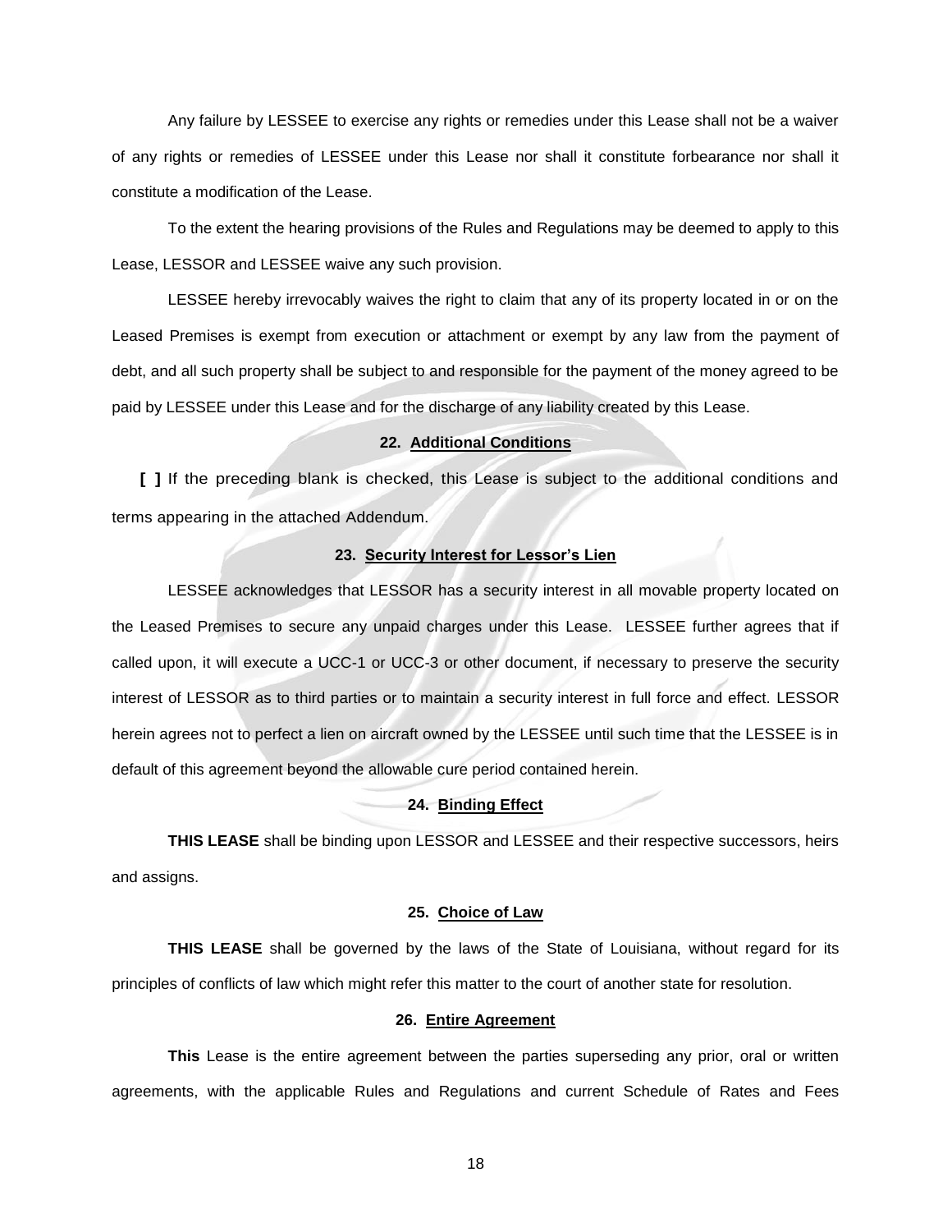Any failure by LESSEE to exercise any rights or remedies under this Lease shall not be a waiver of any rights or remedies of LESSEE under this Lease nor shall it constitute forbearance nor shall it constitute a modification of the Lease.

To the extent the hearing provisions of the Rules and Regulations may be deemed to apply to this Lease, LESSOR and LESSEE waive any such provision.

LESSEE hereby irrevocably waives the right to claim that any of its property located in or on the Leased Premises is exempt from execution or attachment or exempt by any law from the payment of debt, and all such property shall be subject to and responsible for the payment of the money agreed to be paid by LESSEE under this Lease and for the discharge of any liability created by this Lease.

**22. Additional Conditions**

**[ ]** If the preceding blank is checked, this Lease is subject to the additional conditions and terms appearing in the attached Addendum.

**23. Security Interest for Lessor's Lien**

LESSEE acknowledges that LESSOR has a security interest in all movable property located on the Leased Premises to secure any unpaid charges under this Lease. LESSEE further agrees that if called upon, it will execute a UCC-1 or UCC-3 or other document, if necessary to preserve the security interest of LESSOR as to third parties or to maintain a security interest in full force and effect. LESSOR herein agrees not to perfect a lien on aircraft owned by the LESSEE until such time that the LESSEE is in default of this agreement beyond the allowable cure period contained herein.

**24. Binding Effect**

**THIS LEASE** shall be binding upon LESSOR and LESSEE and their respective successors, heirs and assigns.

**25. Choice of Law**

**THIS LEASE** shall be governed by the laws of the State of Louisiana, without regard for its principles of conflicts of law which might refer this matter to the court of another state for resolution.

**26. Entire Agreement**

**This** Lease is the entire agreement between the parties superseding any prior, oral or written agreements, with the applicable Rules and Regulations and current Schedule of Rates and Fees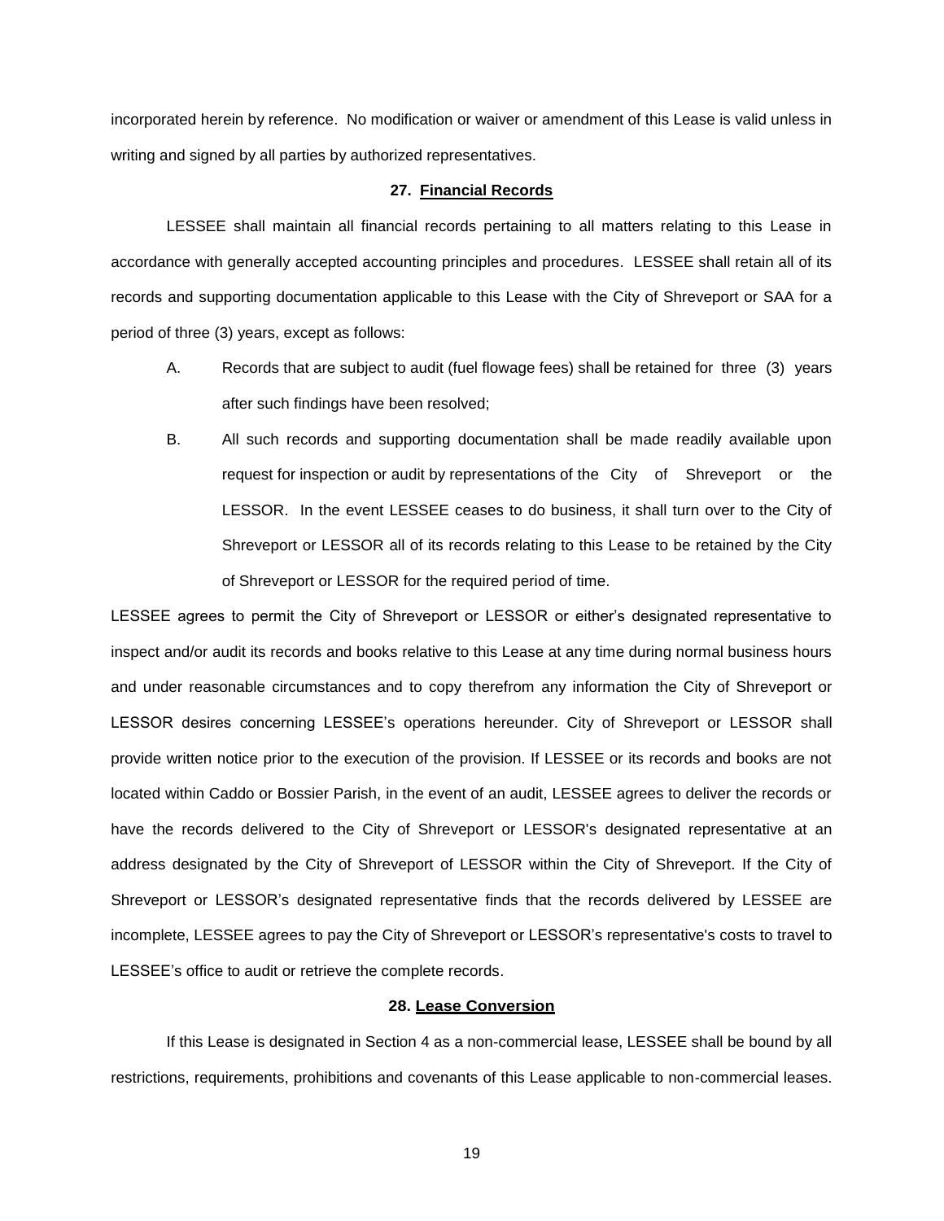incorporated herein by reference. No modification or waiver or amendment of this Lease is valid unless in writing and signed by all parties by authorized representatives.

**27. Financial Records**

LESSEE shall maintain all financial records pertaining to all matters relating to this Lease in accordance with generally accepted accounting principles and procedures. LESSEE shall retain all of its records and supporting documentation applicable to this Lease with the City of Shreveport or SAA for a period of three (3) years, except as follows:

A. Records that are subject to audit (fuel flowage fees) shall be retained for three (3) years after such findings have been resolved;

B. All such records and supporting documentation shall be made readily available upon request for inspection or audit by representations of the City of Shreveport or the LESSOR. In the event LESSEE ceases to do business, it shall turn over to the City of Shreveport or LESSOR all of its records relating to this Lease to be retained by the City of Shreveport or LESSOR for the required period of time.

LESSEE agrees to permit the City of Shreveport or LESSOR or either's designated representative to inspect and/or audit its records and books relative to this Lease at any time during normal business hours and under reasonable circumstances and to copy therefrom any information the City of Shreveport or LESSOR desires concerning LESSEE's operations hereunder. City of Shreveport or LESSOR shall provide written notice prior to the execution of the provision. If LESSEE or its records and books are not located within Caddo or Bossier Parish, in the event of an audit, LESSEE agrees to deliver the records or have the records delivered to the City of Shreveport or LESSOR's designated representative at an address designated by the City of Shreveport of LESSOR within the City of Shreveport. If the City of Shreveport or LESSOR's designated representative finds that the records delivered by LESSEE are incomplete, LESSEE agrees to pay the City of Shreveport or LESSOR's representative's costs to travel to LESSEE's office to audit or retrieve the complete records.

**28. Lease Conversion**

If this Lease is designated in Section 4 as a non-commercial lease, LESSEE shall be bound by all restrictions, requirements, prohibitions and covenants of this Lease applicable to non-commercial leases.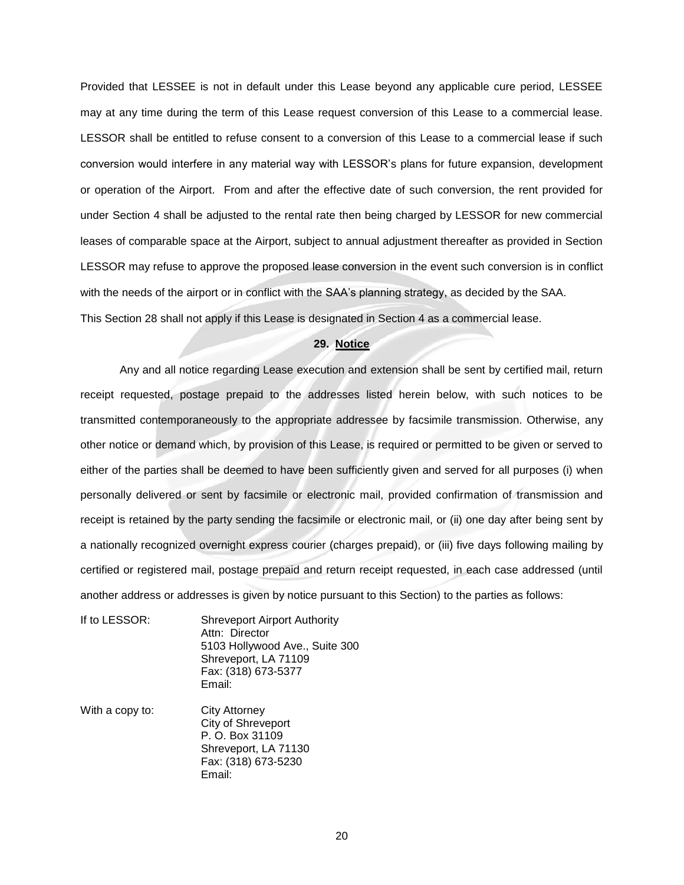Provided that LESSEE is not in default under this Lease beyond any applicable cure period, LESSEE may at any time during the term of this Lease request conversion of this Lease to a commercial lease. LESSOR shall be entitled to refuse consent to a conversion of this Lease to a commercial lease if such conversion would interfere in any material way with LESSOR's plans for future expansion, development or operation of the Airport. From and after the effective date of such conversion, the rent provided for under Section 4 shall be adjusted to the rental rate then being charged by LESSOR for new commercial leases of comparable space at the Airport, subject to annual adjustment thereafter as provided in Section LESSOR may refuse to approve the proposed lease conversion in the event such conversion is in conflict with the needs of the airport or in conflict with the SAA's planning strategy, as decided by the SAA. This Section 28 shall not apply if this Lease is designated in Section 4 as a commercial lease.

## 29. Notice

Any and all notice regarding Lease execution and extension shall be sent by certified mail, return receipt requested, postage prepaid to the addresses listed herein below, with such notices to be transmitted contemporaneously to the appropriate addressee by facsimile transmission. Otherwise, any other notice or demand which, by provision of this Lease, is required or permitted to be given or served to either of the parties shall be deemed to have been sufficiently given and served for all purposes (i) when personally delivered or sent by facsimile or electronic mail, provided confirmation of transmission and receipt is retained by the party sending the facsimile or electronic mail, or (ii) one day after being sent by a nationally recognized overnight express courier (charges prepaid), or (iii) five days following mailing by certified or registered mail, postage prepaid and return receipt requested, in each case addressed (until another address or addresses is given by notice pursuant to this Section) to the parties as follows:

If to LESSOR:

Shreveport Airport Authority
Attn: Director
5103 Hollywood Ave., Suite 300
Shreveport, LA 71109
Fax: (318) 673-5377
Email:

With a copy to:

City Attorney
City of Shreveport
P. O. Box 31109
Shreveport, LA 71130
Fax: (318) 673-5230
Email: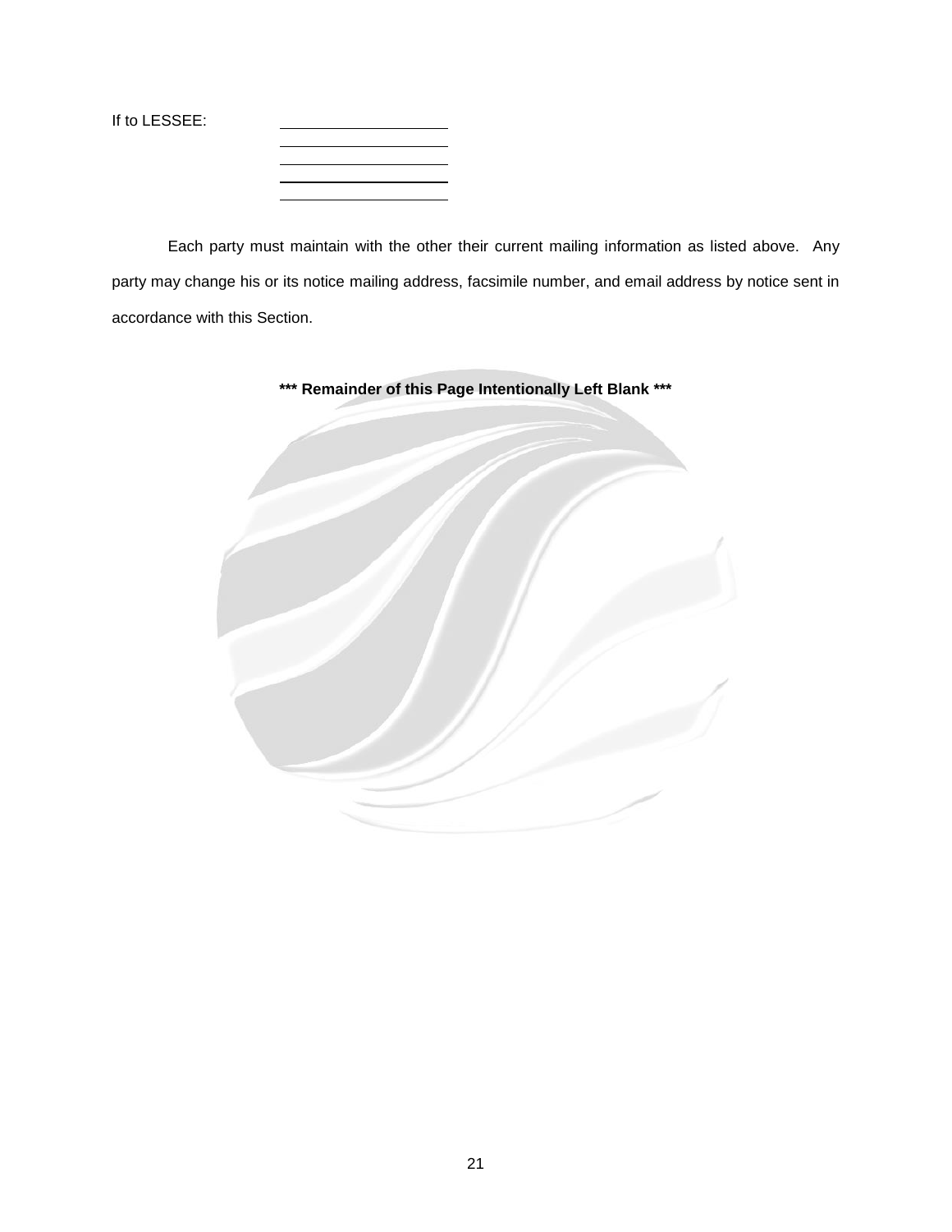If to LESSEE: \_\_\_\_\_\_\_\_\_\_\_\_\_\_\_\_\_\_\_\_

\_\_\_\_\_\_\_\_\_\_\_\_\_\_\_\_\_\_\_\_

\_\_\_\_\_\_\_\_\_\_\_\_\_\_\_\_\_\_\_\_

\_\_\_\_\_\_\_\_\_\_\_\_\_\_\_\_\_\_\_\_

\_\_\_\_\_\_\_\_\_\_\_\_\_\_\_\_\_\_\_\_

Each party must maintain with the other their current mailing information as listed above. Any party may change his or its notice mailing address, facsimile number, and email address by notice sent in accordance with this Section.

**\*\*\* Remainder of this Page Intentionally Left Blank \*\*\***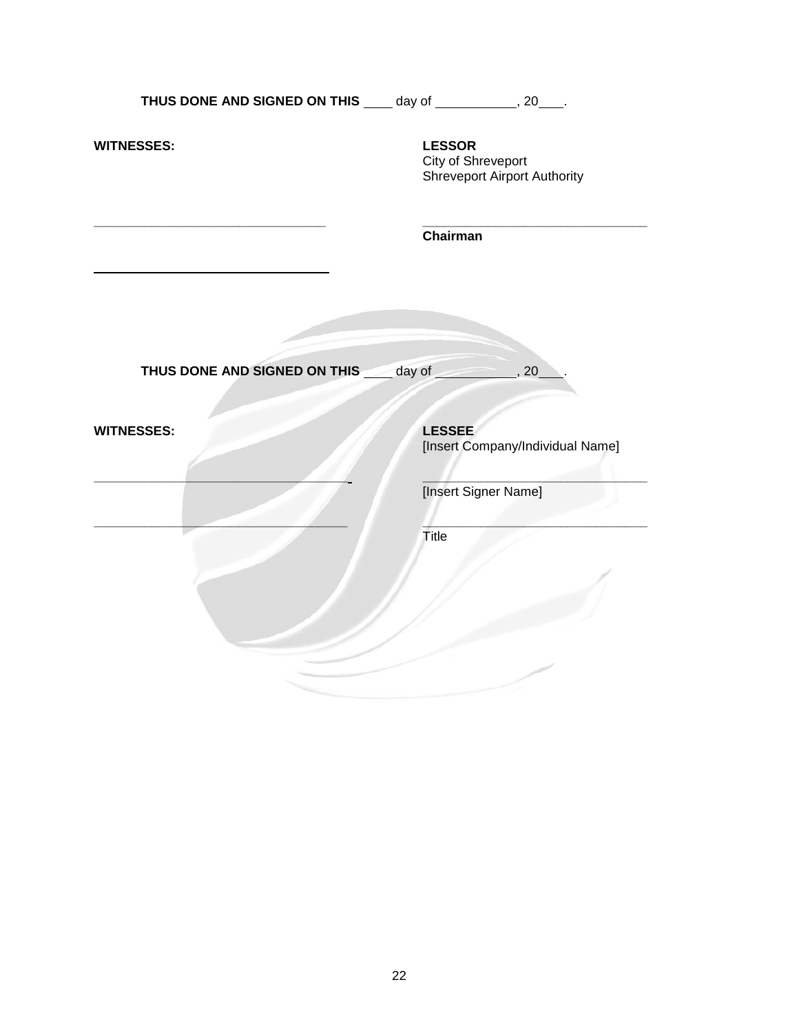**THUS DONE AND SIGNED ON THIS** ____ day of ___________, 20___.

**WITNESSES:**

**LESSOR**
City of Shreveport
Shreveport Airport Authority

_________________________________

_________________________________
**Chairman**

_________________________________

**THUS DONE AND SIGNED ON THIS** ____ day of ___________, 20___.

**WITNESSES:**

**LESSEE**
[Insert Company/Individual Name]

_________________________________

_________________________________
[Insert Signer Name]

_________________________________

_________________________________
Title